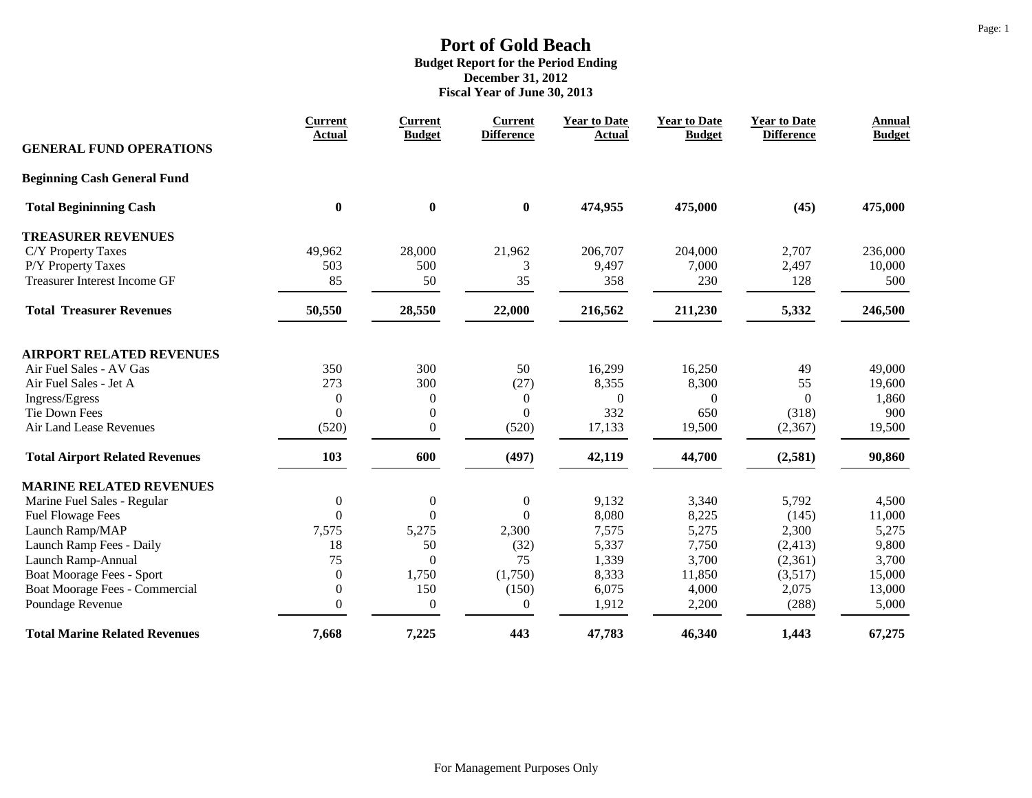# Port of Gold Beach

**Budget Report for the Period Ending**
**December 31, 2012**
**Fiscal Year of June 30, 2013**

| GENERAL FUND OPERATIONS | Current Actual | Current Budget | Current Difference | Year to Date Actual | Year to Date Budget | Year to Date Difference | Annual Budget |
|---|---|---|---|---|---|---|---|
| **Beginning Cash General Fund** | | | | | | | |
| **Total Begininning Cash** | **0** | **0** | **0** | **474,955** | **475,000** | **(45)** | **475,000** |
| **TREASURER REVENUES** | | | | | | | |
| C/Y Property Taxes | 49,962 | 28,000 | 21,962 | 206,707 | 204,000 | 2,707 | 236,000 |
| P/Y Property Taxes | 503 | 500 | 3 | 9,497 | 7,000 | 2,497 | 10,000 |
| Treasurer Interest Income GF | 85 | 50 | 35 | 358 | 230 | 128 | 500 |
| **Total Treasurer Revenues** | **50,550** | **28,550** | **22,000** | **216,562** | **211,230** | **5,332** | **246,500** |
| **AIRPORT RELATED REVENUES** | | | | | | | |
| Air Fuel Sales - AV Gas | 350 | 300 | 50 | 16,299 | 16,250 | 49 | 49,000 |
| Air Fuel Sales - Jet A | 273 | 300 | (27) | 8,355 | 8,300 | 55 | 19,600 |
| Ingress/Egress | 0 | 0 | 0 | 0 | 0 | 0 | 1,860 |
| Tie Down Fees | 0 | 0 | 0 | 332 | 650 | (318) | 900 |
| Air Land Lease Revenues | (520) | 0 | (520) | 17,133 | 19,500 | (2,367) | 19,500 |
| **Total Airport Related Revenues** | **103** | **600** | **(497)** | **42,119** | **44,700** | **(2,581)** | **90,860** |
| **MARINE RELATED REVENUES** | | | | | | | |
| Marine Fuel Sales - Regular | 0 | 0 | 0 | 9,132 | 3,340 | 5,792 | 4,500 |
| Fuel Flowage Fees | 0 | 0 | 0 | 8,080 | 8,225 | (145) | 11,000 |
| Launch Ramp/MAP | 7,575 | 5,275 | 2,300 | 7,575 | 5,275 | 2,300 | 5,275 |
| Launch Ramp Fees - Daily | 18 | 50 | (32) | 5,337 | 7,750 | (2,413) | 9,800 |
| Launch Ramp-Annual | 75 | 0 | 75 | 1,339 | 3,700 | (2,361) | 3,700 |
| Boat Moorage Fees - Sport | 0 | 1,750 | (1,750) | 8,333 | 11,850 | (3,517) | 15,000 |
| Boat Moorage Fees - Commercial | 0 | 150 | (150) | 6,075 | 4,000 | 2,075 | 13,000 |
| Poundage Revenue | 0 | 0 | 0 | 1,912 | 2,200 | (288) | 5,000 |
| **Total Marine Related Revenues** | **7,668** | **7,225** | **443** | **47,783** | **46,340** | **1,443** | **67,275** |

For Management Purposes Only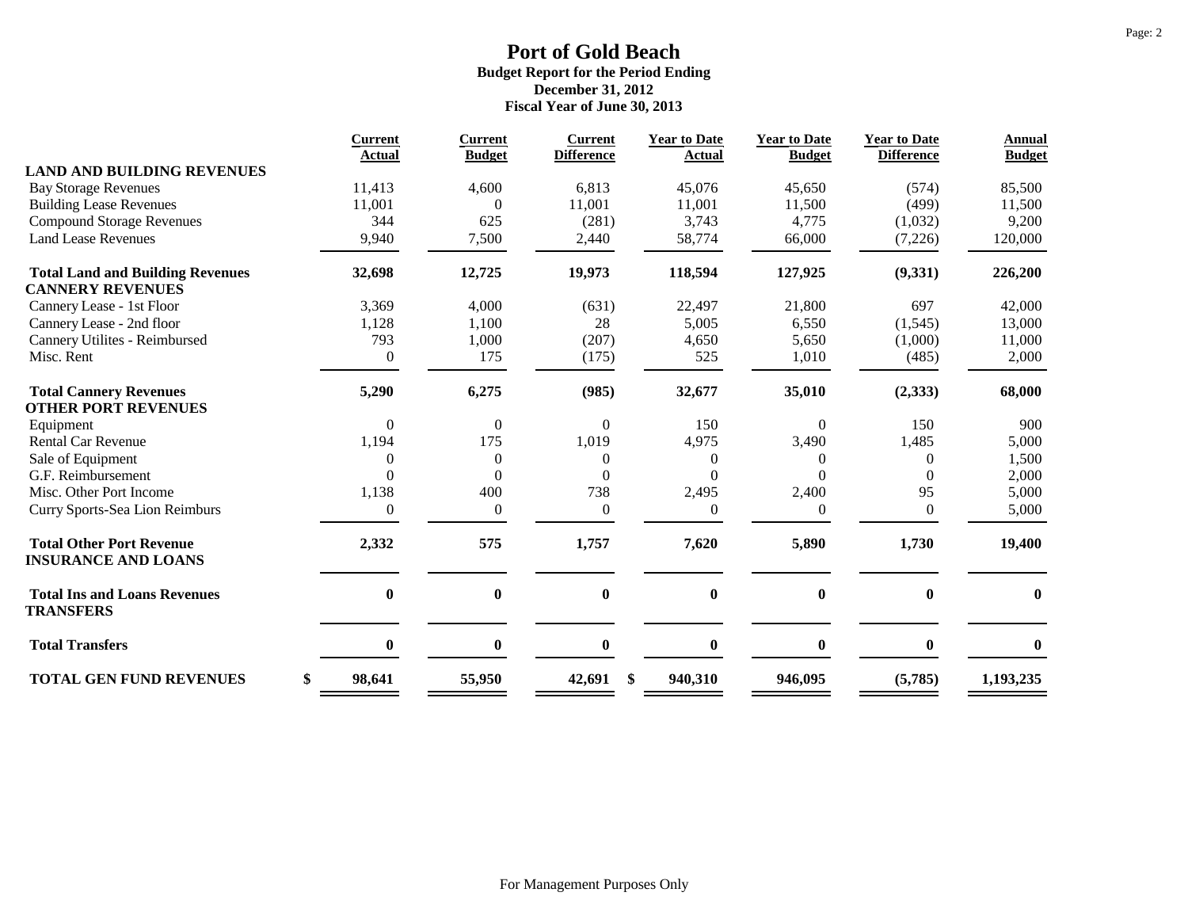# Port of Gold Beach

**Budget Report for the Period Ending**
**December 31, 2012**
**Fiscal Year of June 30, 2013**

| | Current Actual | Current Budget | Current Difference | Year to Date Actual | Year to Date Budget | Year to Date Difference | Annual Budget |
|---|---|---|---|---|---|---|---|
| **LAND AND BUILDING REVENUES** | | | | | | | |
| Bay Storage Revenues | 11,413 | 4,600 | 6,813 | 45,076 | 45,650 | (574) | 85,500 |
| Building Lease Revenues | 11,001 | 0 | 11,001 | 11,001 | 11,500 | (499) | 11,500 |
| Compound Storage Revenues | 344 | 625 | (281) | 3,743 | 4,775 | (1,032) | 9,200 |
| Land Lease Revenues | 9,940 | 7,500 | 2,440 | 58,774 | 66,000 | (7,226) | 120,000 |
| **Total Land and Building Revenues** | **32,698** | **12,725** | **19,973** | **118,594** | **127,925** | **(9,331)** | **226,200** |
| **CANNERY REVENUES** | | | | | | | |
| Cannery Lease - 1st Floor | 3,369 | 4,000 | (631) | 22,497 | 21,800 | 697 | 42,000 |
| Cannery Lease - 2nd floor | 1,128 | 1,100 | 28 | 5,005 | 6,550 | (1,545) | 13,000 |
| Cannery Utilites - Reimbursed | 793 | 1,000 | (207) | 4,650 | 5,650 | (1,000) | 11,000 |
| Misc. Rent | 0 | 175 | (175) | 525 | 1,010 | (485) | 2,000 |
| **Total Cannery Revenues** | **5,290** | **6,275** | **(985)** | **32,677** | **35,010** | **(2,333)** | **68,000** |
| **OTHER PORT REVENUES** | | | | | | | |
| Equipment | 0 | 0 | 0 | 150 | 0 | 150 | 900 |
| Rental Car Revenue | 1,194 | 175 | 1,019 | 4,975 | 3,490 | 1,485 | 5,000 |
| Sale of Equipment | 0 | 0 | 0 | 0 | 0 | 0 | 1,500 |
| G.F. Reimbursement | 0 | 0 | 0 | 0 | 0 | 0 | 2,000 |
| Misc. Other Port Income | 1,138 | 400 | 738 | 2,495 | 2,400 | 95 | 5,000 |
| Curry Sports-Sea Lion Reimburs | 0 | 0 | 0 | 0 | 0 | 0 | 5,000 |
| **Total Other Port Revenue** | **2,332** | **575** | **1,757** | **7,620** | **5,890** | **1,730** | **19,400** |
| **INSURANCE AND LOANS** | | | | | | | |
| **Total Ins and Loans Revenues** | **0** | **0** | **0** | **0** | **0** | **0** | **0** |
| **TRANSFERS** | | | | | | | |
| **Total Transfers** | **0** | **0** | **0** | **0** | **0** | **0** | **0** |
| **TOTAL GEN FUND REVENUES** | **$ 98,641** | **55,950** | **42,691** | **$ 940,310** | **946,095** | **(5,785)** | **1,193,235** |

For Management Purposes Only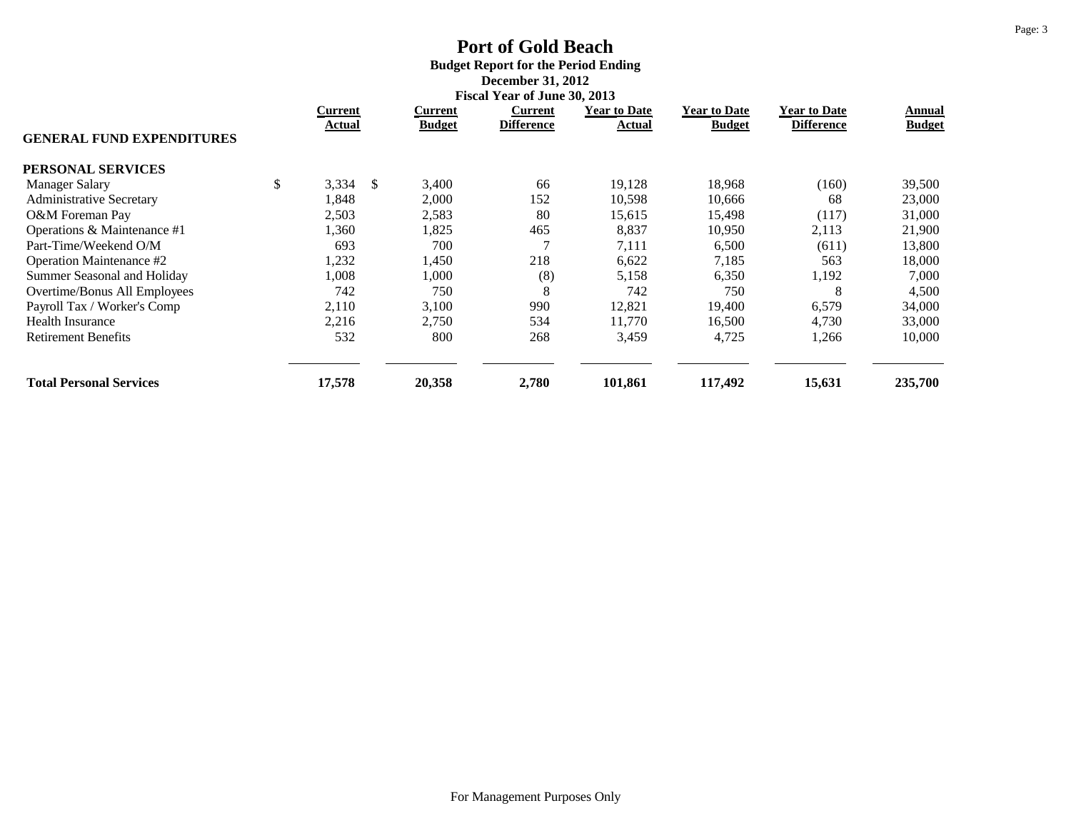# Port of Gold Beach

**Budget Report for the Period Ending**
**December 31, 2012**
**Fiscal Year of June 30, 2013**

| GENERAL FUND EXPENDITURES | Current Actual | Current Budget | Current Difference | Year to Date Actual | Year to Date Budget | Year to Date Difference | Annual Budget |
|---|---|---|---|---|---|---|---|
| **PERSONAL SERVICES** | | | | | | | |
| Manager Salary | $ 3,334 | $ 3,400 | 66 | 19,128 | 18,968 | (160) | 39,500 |
| Administrative Secretary | 1,848 | 2,000 | 152 | 10,598 | 10,666 | 68 | 23,000 |
| O&M Foreman Pay | 2,503 | 2,583 | 80 | 15,615 | 15,498 | (117) | 31,000 |
| Operations & Maintenance #1 | 1,360 | 1,825 | 465 | 8,837 | 10,950 | 2,113 | 21,900 |
| Part-Time/Weekend O/M | 693 | 700 | 7 | 7,111 | 6,500 | (611) | 13,800 |
| Operation Maintenance #2 | 1,232 | 1,450 | 218 | 6,622 | 7,185 | 563 | 18,000 |
| Summer Seasonal and Holiday | 1,008 | 1,000 | (8) | 5,158 | 6,350 | 1,192 | 7,000 |
| Overtime/Bonus All Employees | 742 | 750 | 8 | 742 | 750 | 8 | 4,500 |
| Payroll Tax / Worker's Comp | 2,110 | 3,100 | 990 | 12,821 | 19,400 | 6,579 | 34,000 |
| Health Insurance | 2,216 | 2,750 | 534 | 11,770 | 16,500 | 4,730 | 33,000 |
| Retirement Benefits | 532 | 800 | 268 | 3,459 | 4,725 | 1,266 | 10,000 |
| **Total Personal Services** | **17,578** | **20,358** | **2,780** | **101,861** | **117,492** | **15,631** | **235,700** |

For Management Purposes Only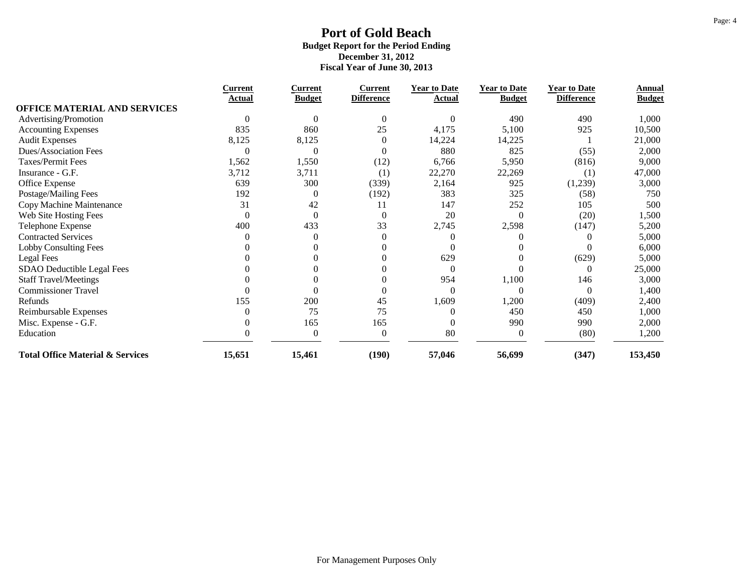# Port of Gold Beach

**Budget Report for the Period Ending**
**December 31, 2012**
**Fiscal Year of June 30, 2013**

| | Current Actual | Current Budget | Current Difference | Year to Date Actual | Year to Date Budget | Year to Date Difference | Annual Budget |
|---|---|---|---|---|---|---|---|
| **OFFICE MATERIAL AND SERVICES** | | | | | | | |
| Advertising/Promotion | 0 | 0 | 0 | 0 | 490 | 490 | 1,000 |
| Accounting Expenses | 835 | 860 | 25 | 4,175 | 5,100 | 925 | 10,500 |
| Audit Expenses | 8,125 | 8,125 | 0 | 14,224 | 14,225 | 1 | 21,000 |
| Dues/Association Fees | 0 | 0 | 0 | 880 | 825 | (55) | 2,000 |
| Taxes/Permit Fees | 1,562 | 1,550 | (12) | 6,766 | 5,950 | (816) | 9,000 |
| Insurance - G.F. | 3,712 | 3,711 | (1) | 22,270 | 22,269 | (1) | 47,000 |
| Office Expense | 639 | 300 | (339) | 2,164 | 925 | (1,239) | 3,000 |
| Postage/Mailing Fees | 192 | 0 | (192) | 383 | 325 | (58) | 750 |
| Copy Machine Maintenance | 31 | 42 | 11 | 147 | 252 | 105 | 500 |
| Web Site Hosting Fees | 0 | 0 | 0 | 20 | 0 | (20) | 1,500 |
| Telephone Expense | 400 | 433 | 33 | 2,745 | 2,598 | (147) | 5,200 |
| Contracted Services | 0 | 0 | 0 | 0 | 0 | 0 | 5,000 |
| Lobby Consulting Fees | 0 | 0 | 0 | 0 | 0 | 0 | 6,000 |
| Legal Fees | 0 | 0 | 0 | 629 | 0 | (629) | 5,000 |
| SDAO Deductible Legal Fees | 0 | 0 | 0 | 0 | 0 | 0 | 25,000 |
| Staff Travel/Meetings | 0 | 0 | 0 | 954 | 1,100 | 146 | 3,000 |
| Commissioner Travel | 0 | 0 | 0 | 0 | 0 | 0 | 1,400 |
| Refunds | 155 | 200 | 45 | 1,609 | 1,200 | (409) | 2,400 |
| Reimbursable Expenses | 0 | 75 | 75 | 0 | 450 | 450 | 1,000 |
| Misc. Expense - G.F. | 0 | 165 | 165 | 0 | 990 | 990 | 2,000 |
| Education | 0 | 0 | 0 | 80 | 0 | (80) | 1,200 |
| **Total Office Material & Services** | **15,651** | **15,461** | **(190)** | **57,046** | **56,699** | **(347)** | **153,450** |

For Management Purposes Only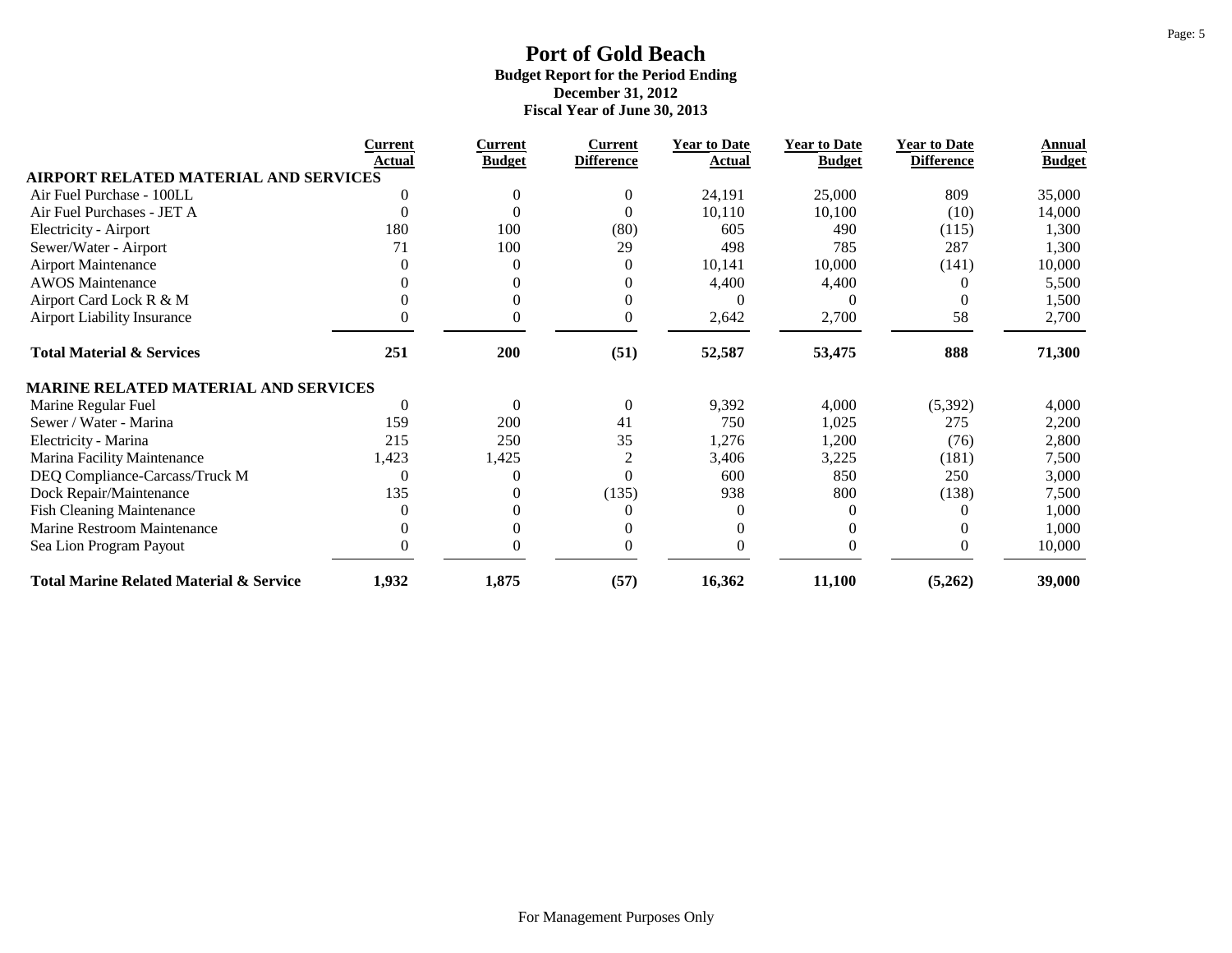# Port of Gold Beach

**Budget Report for the Period Ending**
**December 31, 2012**
**Fiscal Year of June 30, 2013**

| | Current Actual | Current Budget | Current Difference | Year to Date Actual | Year to Date Budget | Year to Date Difference | Annual Budget |
|---|---|---|---|---|---|---|---|
| **AIRPORT RELATED MATERIAL AND SERVICES** | | | | | | | |
| Air Fuel Purchase - 100LL | 0 | 0 | 0 | 24,191 | 25,000 | 809 | 35,000 |
| Air Fuel Purchases - JET A | 0 | 0 | 0 | 10,110 | 10,100 | (10) | 14,000 |
| Electricity - Airport | 180 | 100 | (80) | 605 | 490 | (115) | 1,300 |
| Sewer/Water - Airport | 71 | 100 | 29 | 498 | 785 | 287 | 1,300 |
| Airport Maintenance | 0 | 0 | 0 | 10,141 | 10,000 | (141) | 10,000 |
| AWOS Maintenance | 0 | 0 | 0 | 4,400 | 4,400 | 0 | 5,500 |
| Airport Card Lock R & M | 0 | 0 | 0 | 0 | 0 | 0 | 1,500 |
| Airport Liability Insurance | 0 | 0 | 0 | 2,642 | 2,700 | 58 | 2,700 |
| **Total Material & Services** | **251** | **200** | **(51)** | **52,587** | **53,475** | **888** | **71,300** |
| **MARINE RELATED MATERIAL AND SERVICES** | | | | | | | |
| Marine Regular Fuel | 0 | 0 | 0 | 9,392 | 4,000 | (5,392) | 4,000 |
| Sewer / Water - Marina | 159 | 200 | 41 | 750 | 1,025 | 275 | 2,200 |
| Electricity - Marina | 215 | 250 | 35 | 1,276 | 1,200 | (76) | 2,800 |
| Marina Facility Maintenance | 1,423 | 1,425 | 2 | 3,406 | 3,225 | (181) | 7,500 |
| DEQ Compliance-Carcass/Truck M | 0 | 0 | 0 | 600 | 850 | 250 | 3,000 |
| Dock Repair/Maintenance | 135 | 0 | (135) | 938 | 800 | (138) | 7,500 |
| Fish Cleaning Maintenance | 0 | 0 | 0 | 0 | 0 | 0 | 1,000 |
| Marine Restroom Maintenance | 0 | 0 | 0 | 0 | 0 | 0 | 1,000 |
| Sea Lion Program Payout | 0 | 0 | 0 | 0 | 0 | 0 | 10,000 |
| **Total Marine Related Material & Service** | **1,932** | **1,875** | **(57)** | **16,362** | **11,100** | **(5,262)** | **39,000** |

For Management Purposes Only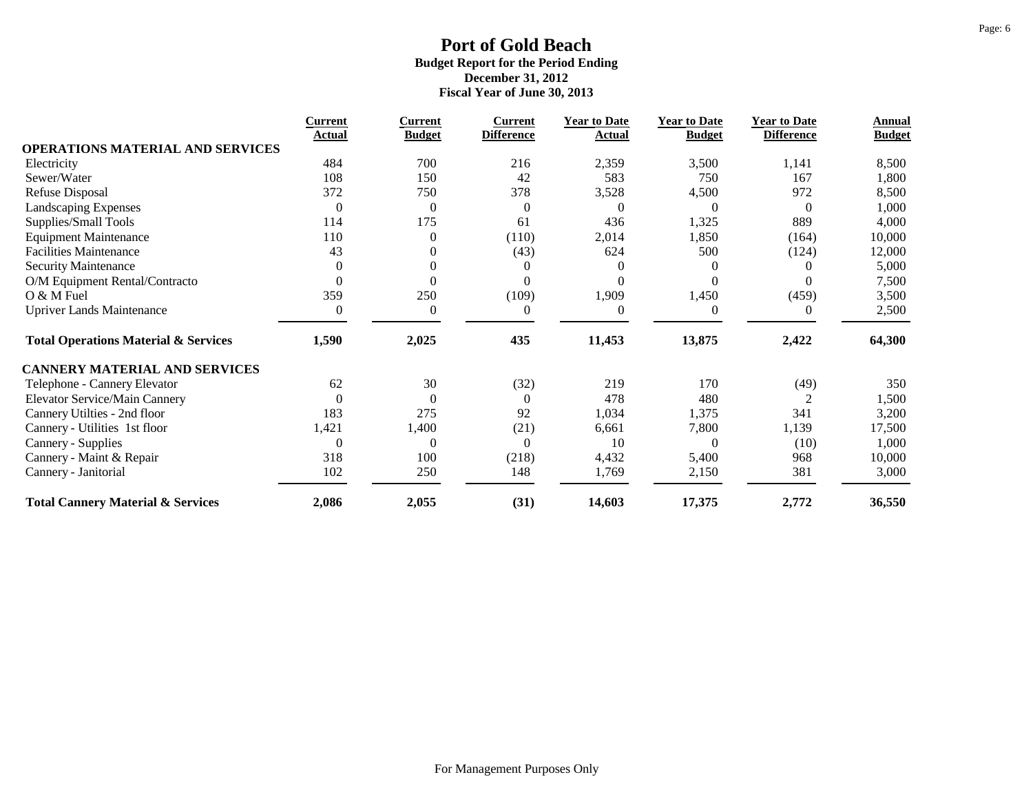# Port of Gold Beach

**Budget Report for the Period Ending**
**December 31, 2012**
**Fiscal Year of June 30, 2013**

| | Current Actual | Current Budget | Current Difference | Year to Date Actual | Year to Date Budget | Year to Date Difference | Annual Budget |
|---|---|---|---|---|---|---|---|
| **OPERATIONS MATERIAL AND SERVICES** | | | | | | | |
| Electricity | 484 | 700 | 216 | 2,359 | 3,500 | 1,141 | 8,500 |
| Sewer/Water | 108 | 150 | 42 | 583 | 750 | 167 | 1,800 |
| Refuse Disposal | 372 | 750 | 378 | 3,528 | 4,500 | 972 | 8,500 |
| Landscaping Expenses | 0 | 0 | 0 | 0 | 0 | 0 | 1,000 |
| Supplies/Small Tools | 114 | 175 | 61 | 436 | 1,325 | 889 | 4,000 |
| Equipment Maintenance | 110 | 0 | (110) | 2,014 | 1,850 | (164) | 10,000 |
| Facilities Maintenance | 43 | 0 | (43) | 624 | 500 | (124) | 12,000 |
| Security Maintenance | 0 | 0 | 0 | 0 | 0 | 0 | 5,000 |
| O/M Equipment Rental/Contracto | 0 | 0 | 0 | 0 | 0 | 0 | 7,500 |
| O & M Fuel | 359 | 250 | (109) | 1,909 | 1,450 | (459) | 3,500 |
| Upriver Lands Maintenance | 0 | 0 | 0 | 0 | 0 | 0 | 2,500 |
| **Total Operations Material & Services** | **1,590** | **2,025** | **435** | **11,453** | **13,875** | **2,422** | **64,300** |
| **CANNERY MATERIAL AND SERVICES** | | | | | | | |
| Telephone - Cannery Elevator | 62 | 30 | (32) | 219 | 170 | (49) | 350 |
| Elevator Service/Main Cannery | 0 | 0 | 0 | 478 | 480 | 2 | 1,500 |
| Cannery Utilties - 2nd floor | 183 | 275 | 92 | 1,034 | 1,375 | 341 | 3,200 |
| Cannery - Utilities 1st floor | 1,421 | 1,400 | (21) | 6,661 | 7,800 | 1,139 | 17,500 |
| Cannery - Supplies | 0 | 0 | 0 | 10 | 0 | (10) | 1,000 |
| Cannery - Maint & Repair | 318 | 100 | (218) | 4,432 | 5,400 | 968 | 10,000 |
| Cannery - Janitorial | 102 | 250 | 148 | 1,769 | 2,150 | 381 | 3,000 |
| **Total Cannery Material & Services** | **2,086** | **2,055** | **(31)** | **14,603** | **17,375** | **2,772** | **36,550** |

For Management Purposes Only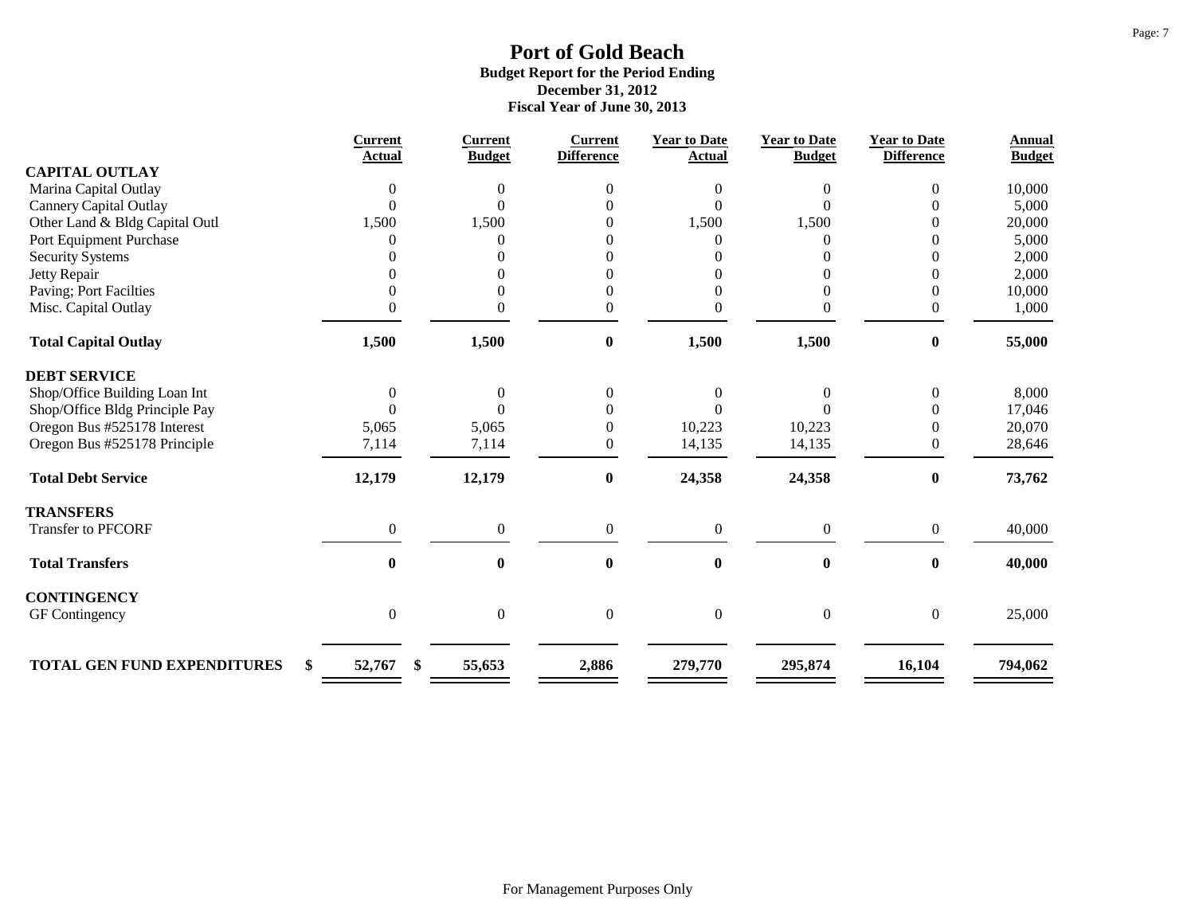# Port of Gold Beach

**Budget Report for the Period Ending**
**December 31, 2012**
**Fiscal Year of June 30, 2013**

| | Current Actual | Current Budget | Current Difference | Year to Date Actual | Year to Date Budget | Year to Date Difference | Annual Budget |
|---|---|---|---|---|---|---|---|
| **CAPITAL OUTLAY** | | | | | | | |
| Marina Capital Outlay | 0 | 0 | 0 | 0 | 0 | 0 | 10,000 |
| Cannery Capital Outlay | 0 | 0 | 0 | 0 | 0 | 0 | 5,000 |
| Other Land & Bldg Capital Outl | 1,500 | 1,500 | 0 | 1,500 | 1,500 | 0 | 20,000 |
| Port Equipment Purchase | 0 | 0 | 0 | 0 | 0 | 0 | 5,000 |
| Security Systems | 0 | 0 | 0 | 0 | 0 | 0 | 2,000 |
| Jetty Repair | 0 | 0 | 0 | 0 | 0 | 0 | 2,000 |
| Paving; Port Facilties | 0 | 0 | 0 | 0 | 0 | 0 | 10,000 |
| Misc. Capital Outlay | 0 | 0 | 0 | 0 | 0 | 0 | 1,000 |
| **Total Capital Outlay** | **1,500** | **1,500** | **0** | **1,500** | **1,500** | **0** | **55,000** |
| **DEBT SERVICE** | | | | | | | |
| Shop/Office Building Loan Int | 0 | 0 | 0 | 0 | 0 | 0 | 8,000 |
| Shop/Office Bldg Principle Pay | 0 | 0 | 0 | 0 | 0 | 0 | 17,046 |
| Oregon Bus #525178 Interest | 5,065 | 5,065 | 0 | 10,223 | 10,223 | 0 | 20,070 |
| Oregon Bus #525178 Principle | 7,114 | 7,114 | 0 | 14,135 | 14,135 | 0 | 28,646 |
| **Total Debt Service** | **12,179** | **12,179** | **0** | **24,358** | **24,358** | **0** | **73,762** |
| **TRANSFERS** | | | | | | | |
| Transfer to PFCORF | 0 | 0 | 0 | 0 | 0 | 0 | 40,000 |
| **Total Transfers** | **0** | **0** | **0** | **0** | **0** | **0** | **40,000** |
| **CONTINGENCY** | | | | | | | |
| GF Contingency | 0 | 0 | 0 | 0 | 0 | 0 | 25,000 |
| **TOTAL GEN FUND EXPENDITURES** | **$ 52,767** | **$ 55,653** | **2,886** | **279,770** | **295,874** | **16,104** | **794,062** |

For Management Purposes Only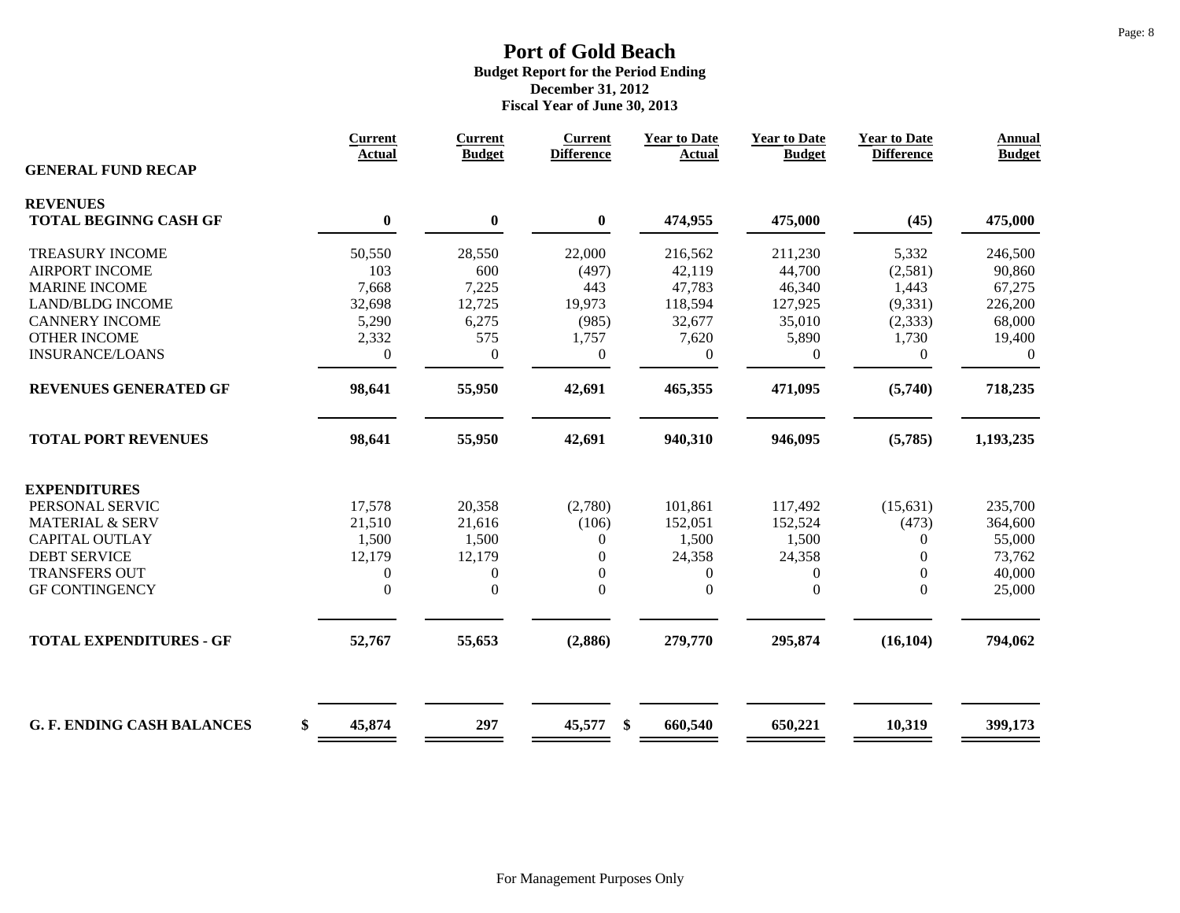# Port of Gold Beach

**Budget Report for the Period Ending**
**December 31, 2012**
**Fiscal Year of June 30, 2013**

| GENERAL FUND RECAP | Current Actual | Current Budget | Current Difference | Year to Date Actual | Year to Date Budget | Year to Date Difference | Annual Budget |
|---|---|---|---|---|---|---|---|
| **REVENUES** | | | | | | | |
| **TOTAL BEGINNG CASH GF** | **0** | **0** | **0** | **474,955** | **475,000** | **(45)** | **475,000** |
| TREASURY INCOME | 50,550 | 28,550 | 22,000 | 216,562 | 211,230 | 5,332 | 246,500 |
| AIRPORT INCOME | 103 | 600 | (497) | 42,119 | 44,700 | (2,581) | 90,860 |
| MARINE INCOME | 7,668 | 7,225 | 443 | 47,783 | 46,340 | 1,443 | 67,275 |
| LAND/BLDG INCOME | 32,698 | 12,725 | 19,973 | 118,594 | 127,925 | (9,331) | 226,200 |
| CANNERY INCOME | 5,290 | 6,275 | (985) | 32,677 | 35,010 | (2,333) | 68,000 |
| OTHER INCOME | 2,332 | 575 | 1,757 | 7,620 | 5,890 | 1,730 | 19,400 |
| INSURANCE/LOANS | 0 | 0 | 0 | 0 | 0 | 0 | 0 |
| **REVENUES GENERATED GF** | **98,641** | **55,950** | **42,691** | **465,355** | **471,095** | **(5,740)** | **718,235** |
| **TOTAL PORT REVENUES** | **98,641** | **55,950** | **42,691** | **940,310** | **946,095** | **(5,785)** | **1,193,235** |
| **EXPENDITURES** | | | | | | | |
| PERSONAL SERVIC | 17,578 | 20,358 | (2,780) | 101,861 | 117,492 | (15,631) | 235,700 |
| MATERIAL & SERV | 21,510 | 21,616 | (106) | 152,051 | 152,524 | (473) | 364,600 |
| CAPITAL OUTLAY | 1,500 | 1,500 | 0 | 1,500 | 1,500 | 0 | 55,000 |
| DEBT SERVICE | 12,179 | 12,179 | 0 | 24,358 | 24,358 | 0 | 73,762 |
| TRANSFERS OUT | 0 | 0 | 0 | 0 | 0 | 0 | 40,000 |
| GF CONTINGENCY | 0 | 0 | 0 | 0 | 0 | 0 | 25,000 |
| **TOTAL EXPENDITURES - GF** | **52,767** | **55,653** | **(2,886)** | **279,770** | **295,874** | **(16,104)** | **794,062** |
| **G. F. ENDING CASH BALANCES** | **$ 45,874** | **297** | **45,577** | **$ 660,540** | **650,221** | **10,319** | **399,173** |

For Management Purposes Only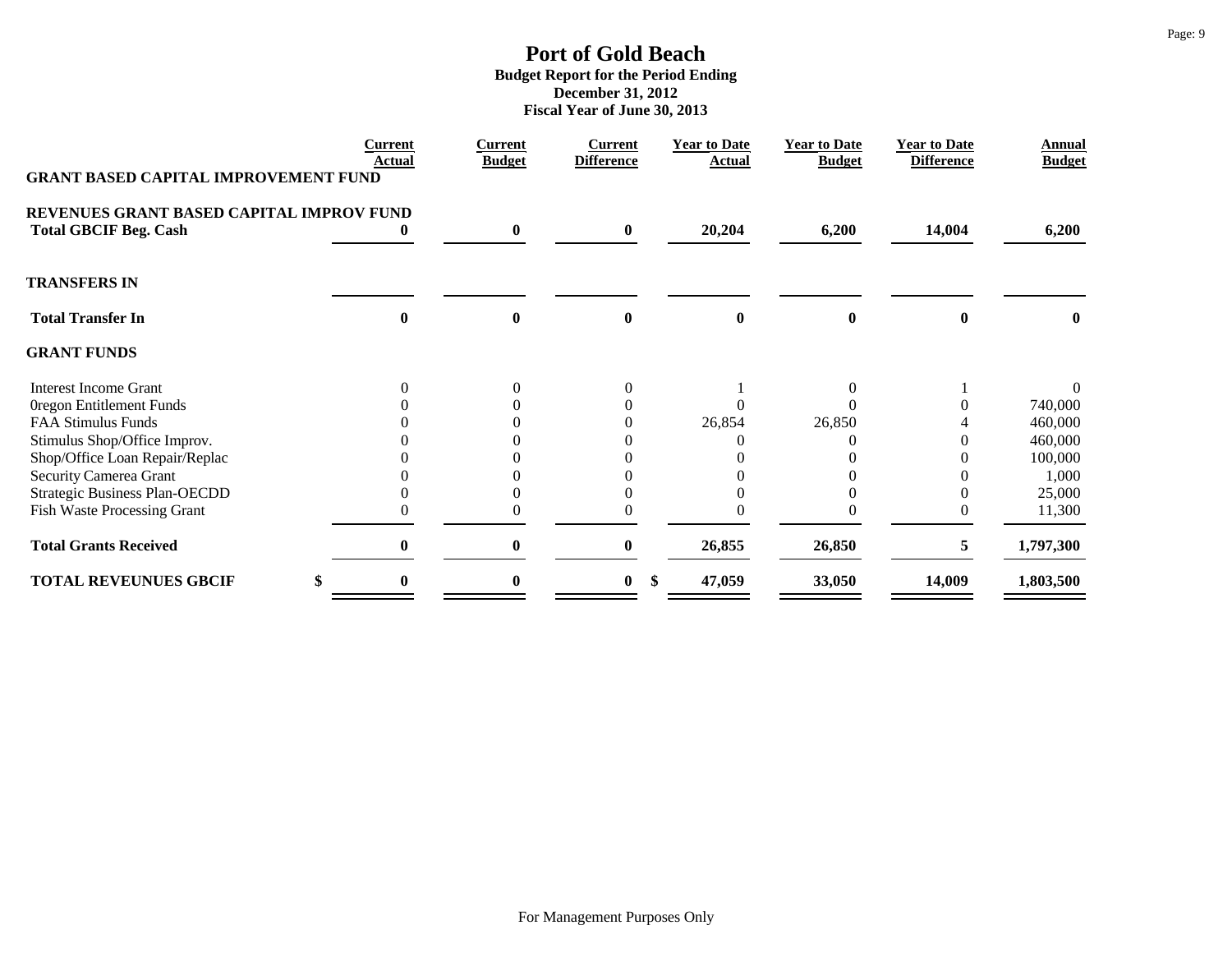# Port of Gold Beach

**Budget Report for the Period Ending**
**December 31, 2012**
**Fiscal Year of June 30, 2013**

| | Current Actual | Current Budget | Current Difference | Year to Date Actual | Year to Date Budget | Year to Date Difference | Annual Budget |
|---|---|---|---|---|---|---|---|
| **GRANT BASED CAPITAL IMPROVEMENT FUND** | | | | | | | |
| **REVENUES GRANT BASED CAPITAL IMPROV FUND** | | | | | | | |
| **Total GBCIF Beg. Cash** | **0** | **0** | **0** | **20,204** | **6,200** | **14,004** | **6,200** |
| **TRANSFERS IN** | | | | | | | |
| **Total Transfer In** | **0** | **0** | **0** | **0** | **0** | **0** | **0** |
| **GRANT FUNDS** | | | | | | | |
| Interest Income Grant | 0 | 0 | 0 | 1 | 0 | 1 | 0 |
| 0regon Entitlement Funds | 0 | 0 | 0 | 0 | 0 | 0 | 740,000 |
| FAA Stimulus Funds | 0 | 0 | 0 | 26,854 | 26,850 | 4 | 460,000 |
| Stimulus Shop/Office Improv. | 0 | 0 | 0 | 0 | 0 | 0 | 460,000 |
| Shop/Office Loan Repair/Replac | 0 | 0 | 0 | 0 | 0 | 0 | 100,000 |
| Security Camerea Grant | 0 | 0 | 0 | 0 | 0 | 0 | 1,000 |
| Strategic Business Plan-OECDD | 0 | 0 | 0 | 0 | 0 | 0 | 25,000 |
| Fish Waste Processing Grant | 0 | 0 | 0 | 0 | 0 | 0 | 11,300 |
| **Total Grants Received** | **0** | **0** | **0** | **26,855** | **26,850** | **5** | **1,797,300** |
| **TOTAL REVEUNUES GBCIF** | **$ 0** | **0** | **0** | **$ 47,059** | **33,050** | **14,009** | **1,803,500** |

For Management Purposes Only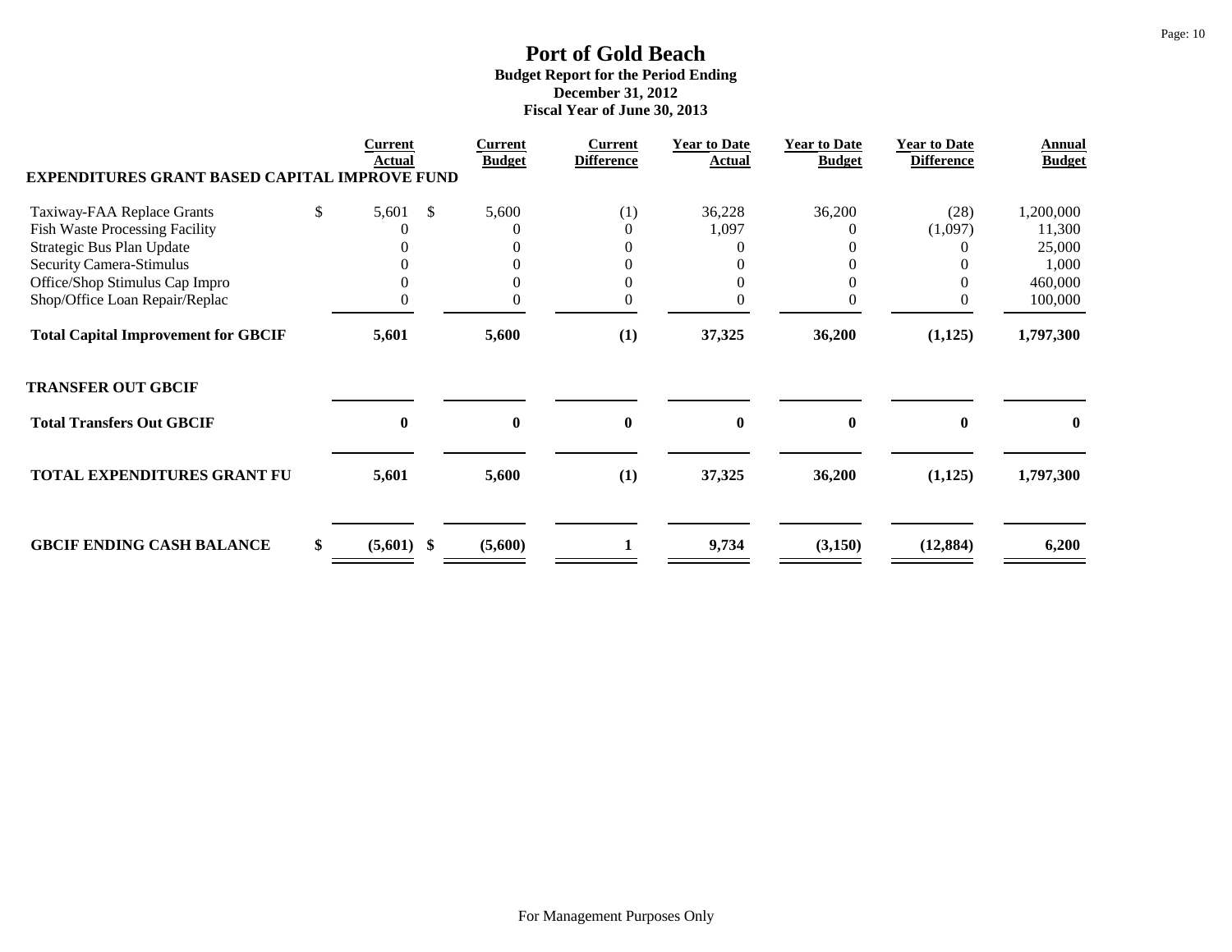# Port of Gold Beach

**Budget Report for the Period Ending**
**December 31, 2012**
**Fiscal Year of June 30, 2013**

| | Current Actual | Current Budget | Current Difference | Year to Date Actual | Year to Date Budget | Year to Date Difference | Annual Budget |
|---|---|---|---|---|---|---|---|
| **EXPENDITURES GRANT BASED CAPITAL IMPROVE FUND** | | | | | | | |
| Taxiway-FAA Replace Grants | $ 5,601 | $ 5,600 | (1) | 36,228 | 36,200 | (28) | 1,200,000 |
| Fish Waste Processing Facility | 0 | 0 | 0 | 1,097 | 0 | (1,097) | 11,300 |
| Strategic Bus Plan Update | 0 | 0 | 0 | 0 | 0 | 0 | 25,000 |
| Security Camera-Stimulus | 0 | 0 | 0 | 0 | 0 | 0 | 1,000 |
| Office/Shop Stimulus Cap Impro | 0 | 0 | 0 | 0 | 0 | 0 | 460,000 |
| Shop/Office Loan Repair/Replac | 0 | 0 | 0 | 0 | 0 | 0 | 100,000 |
| **Total Capital Improvement for GBCIF** | **5,601** | **5,600** | **(1)** | **37,325** | **36,200** | **(1,125)** | **1,797,300** |
| **TRANSFER OUT GBCIF** | | | | | | | |
| **Total Transfers Out GBCIF** | **0** | **0** | **0** | **0** | **0** | **0** | **0** |
| **TOTAL EXPENDITURES GRANT FU** | **5,601** | **5,600** | **(1)** | **37,325** | **36,200** | **(1,125)** | **1,797,300** |
| **GBCIF ENDING CASH BALANCE** | **$ (5,601)** | **$ (5,600)** | **1** | **9,734** | **(3,150)** | **(12,884)** | **6,200** |

For Management Purposes Only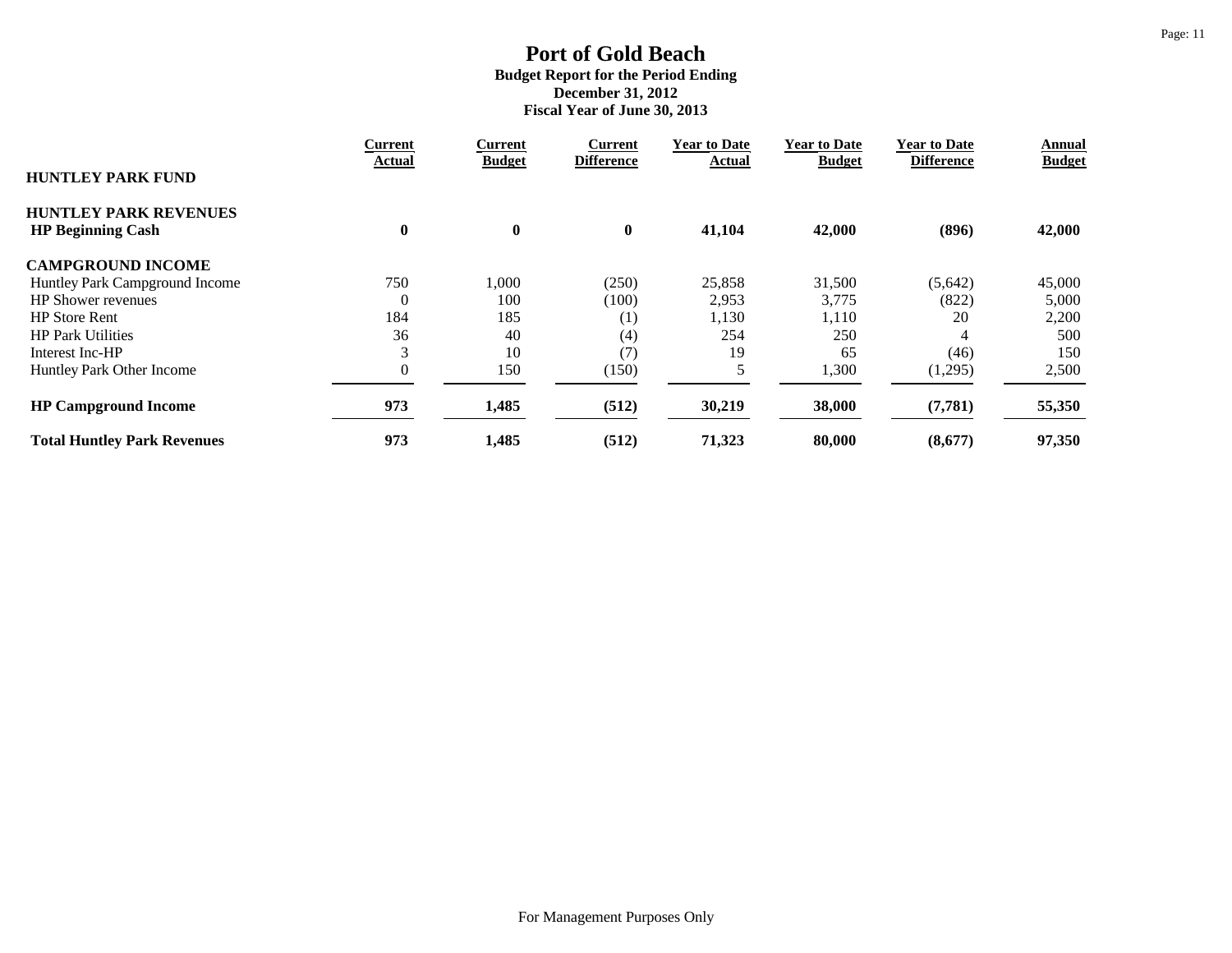# Port of Gold Beach

**Budget Report for the Period Ending**
**December 31, 2012**
**Fiscal Year of June 30, 2013**

| HUNTLEY PARK FUND | Current Actual | Current Budget | Current Difference | Year to Date Actual | Year to Date Budget | Year to Date Difference | Annual Budget |
|---|---|---|---|---|---|---|---|
| **HUNTLEY PARK REVENUES** | | | | | | | |
| **HP Beginning Cash** | **0** | **0** | **0** | **41,104** | **42,000** | **(896)** | **42,000** |
| **CAMPGROUND INCOME** | | | | | | | |
| Huntley Park Campground Income | 750 | 1,000 | (250) | 25,858 | 31,500 | (5,642) | 45,000 |
| HP Shower revenues | 0 | 100 | (100) | 2,953 | 3,775 | (822) | 5,000 |
| HP Store Rent | 184 | 185 | (1) | 1,130 | 1,110 | 20 | 2,200 |
| HP Park Utilities | 36 | 40 | (4) | 254 | 250 | 4 | 500 |
| Interest Inc-HP | 3 | 10 | (7) | 19 | 65 | (46) | 150 |
| Huntley Park Other Income | 0 | 150 | (150) | 5 | 1,300 | (1,295) | 2,500 |
| **HP Campground Income** | **973** | **1,485** | **(512)** | **30,219** | **38,000** | **(7,781)** | **55,350** |
| **Total Huntley Park Revenues** | **973** | **1,485** | **(512)** | **71,323** | **80,000** | **(8,677)** | **97,350** |

For Management Purposes Only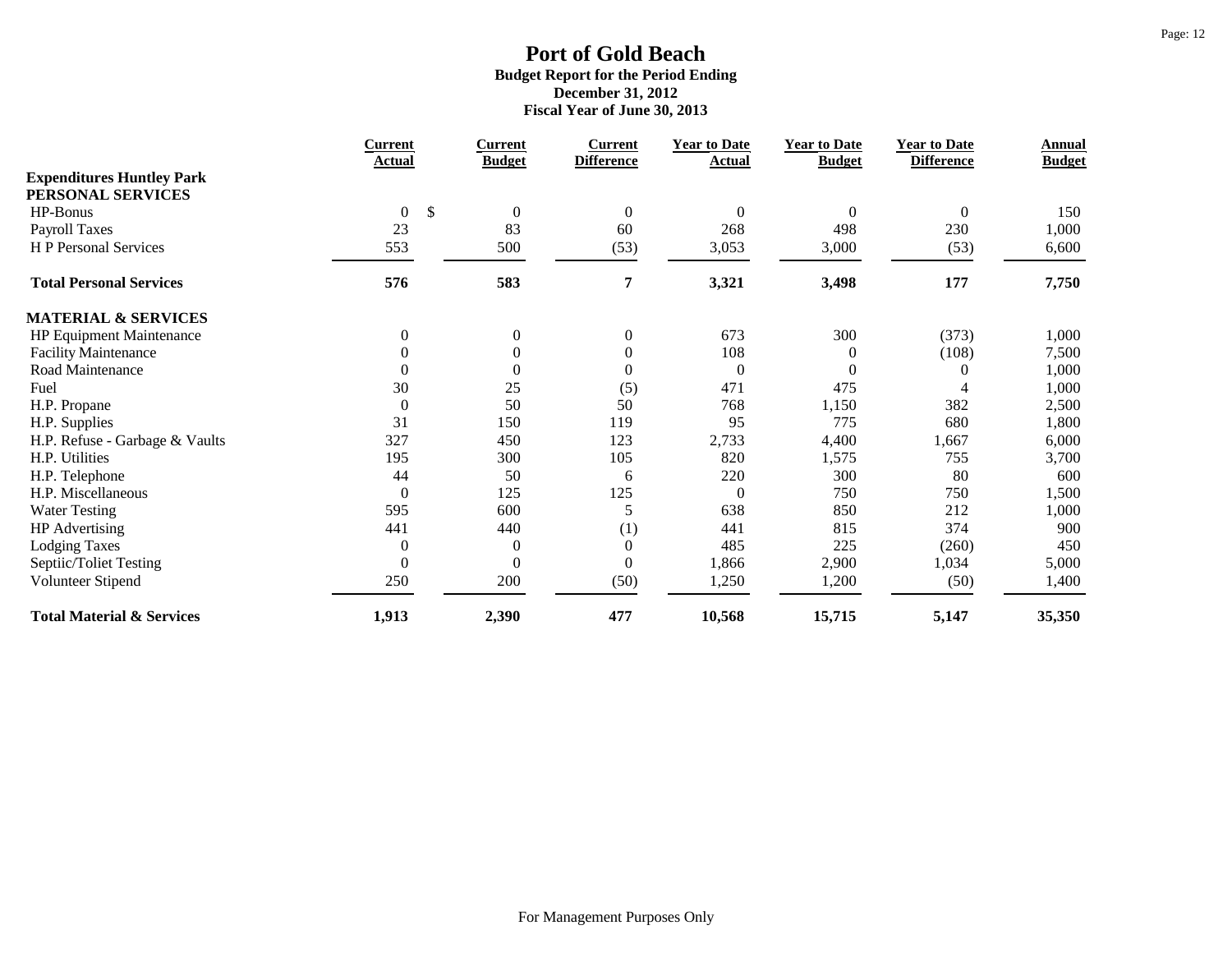# Port of Gold Beach

**Budget Report for the Period Ending**
**December 31, 2012**
**Fiscal Year of June 30, 2013**

| | Current Actual | Current Budget | Current Difference | Year to Date Actual | Year to Date Budget | Year to Date Difference | Annual Budget |
|---|---|---|---|---|---|---|---|
| **Expenditures Huntley Park** | | | | | | | |
| **PERSONAL SERVICES** | | | | | | | |
| HP-Bonus | 0 | $ 0 | 0 | 0 | 0 | 0 | 150 |
| Payroll Taxes | 23 | 83 | 60 | 268 | 498 | 230 | 1,000 |
| H P Personal Services | 553 | 500 | (53) | 3,053 | 3,000 | (53) | 6,600 |
| **Total Personal Services** | **576** | **583** | **7** | **3,321** | **3,498** | **177** | **7,750** |
| **MATERIAL & SERVICES** | | | | | | | |
| HP Equipment Maintenance | 0 | 0 | 0 | 673 | 300 | (373) | 1,000 |
| Facility Maintenance | 0 | 0 | 0 | 108 | 0 | (108) | 7,500 |
| Road Maintenance | 0 | 0 | 0 | 0 | 0 | 0 | 1,000 |
| Fuel | 30 | 25 | (5) | 471 | 475 | 4 | 1,000 |
| H.P. Propane | 0 | 50 | 50 | 768 | 1,150 | 382 | 2,500 |
| H.P. Supplies | 31 | 150 | 119 | 95 | 775 | 680 | 1,800 |
| H.P. Refuse - Garbage & Vaults | 327 | 450 | 123 | 2,733 | 4,400 | 1,667 | 6,000 |
| H.P. Utilities | 195 | 300 | 105 | 820 | 1,575 | 755 | 3,700 |
| H.P. Telephone | 44 | 50 | 6 | 220 | 300 | 80 | 600 |
| H.P. Miscellaneous | 0 | 125 | 125 | 0 | 750 | 750 | 1,500 |
| Water Testing | 595 | 600 | 5 | 638 | 850 | 212 | 1,000 |
| HP Advertising | 441 | 440 | (1) | 441 | 815 | 374 | 900 |
| Lodging Taxes | 0 | 0 | 0 | 485 | 225 | (260) | 450 |
| Septiic/Toliet Testing | 0 | 0 | 0 | 1,866 | 2,900 | 1,034 | 5,000 |
| Volunteer Stipend | 250 | 200 | (50) | 1,250 | 1,200 | (50) | 1,400 |
| **Total Material & Services** | **1,913** | **2,390** | **477** | **10,568** | **15,715** | **5,147** | **35,350** |

For Management Purposes Only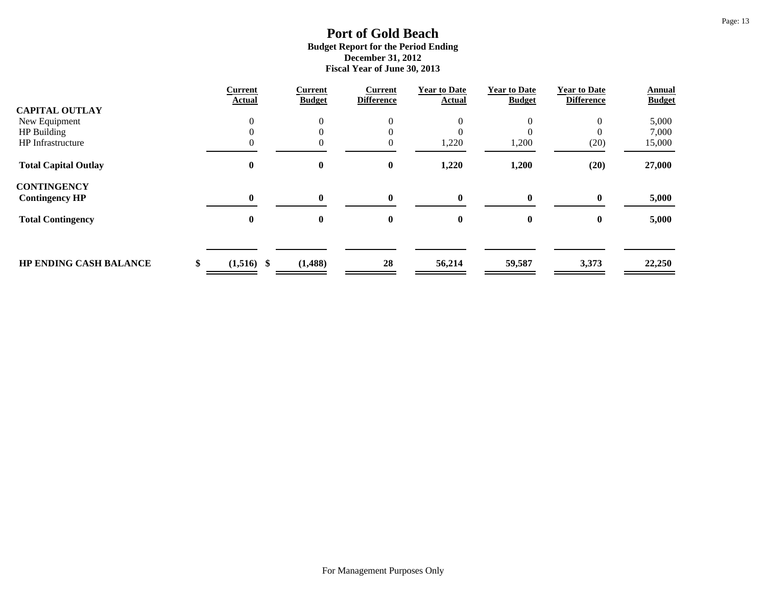# Port of Gold Beach

**Budget Report for the Period Ending**
**December 31, 2012**
**Fiscal Year of June 30, 2013**

| | Current Actual | Current Budget | Current Difference | Year to Date Actual | Year to Date Budget | Year to Date Difference | Annual Budget |
|---|---|---|---|---|---|---|---|
| **CAPITAL OUTLAY** | | | | | | | |
| New Equipment | 0 | 0 | 0 | 0 | 0 | 0 | 5,000 |
| HP Building | 0 | 0 | 0 | 0 | 0 | 0 | 7,000 |
| HP Infrastructure | 0 | 0 | 0 | 1,220 | 1,200 | (20) | 15,000 |
| **Total Capital Outlay** | **0** | **0** | **0** | **1,220** | **1,200** | **(20)** | **27,000** |
| **CONTINGENCY** | | | | | | | |
| **Contingency HP** | **0** | **0** | **0** | **0** | **0** | **0** | **5,000** |
| **Total Contingency** | **0** | **0** | **0** | **0** | **0** | **0** | **5,000** |
| **HP ENDING CASH BALANCE** | **$ (1,516)** | **$ (1,488)** | **28** | **56,214** | **59,587** | **3,373** | **22,250** |

For Management Purposes Only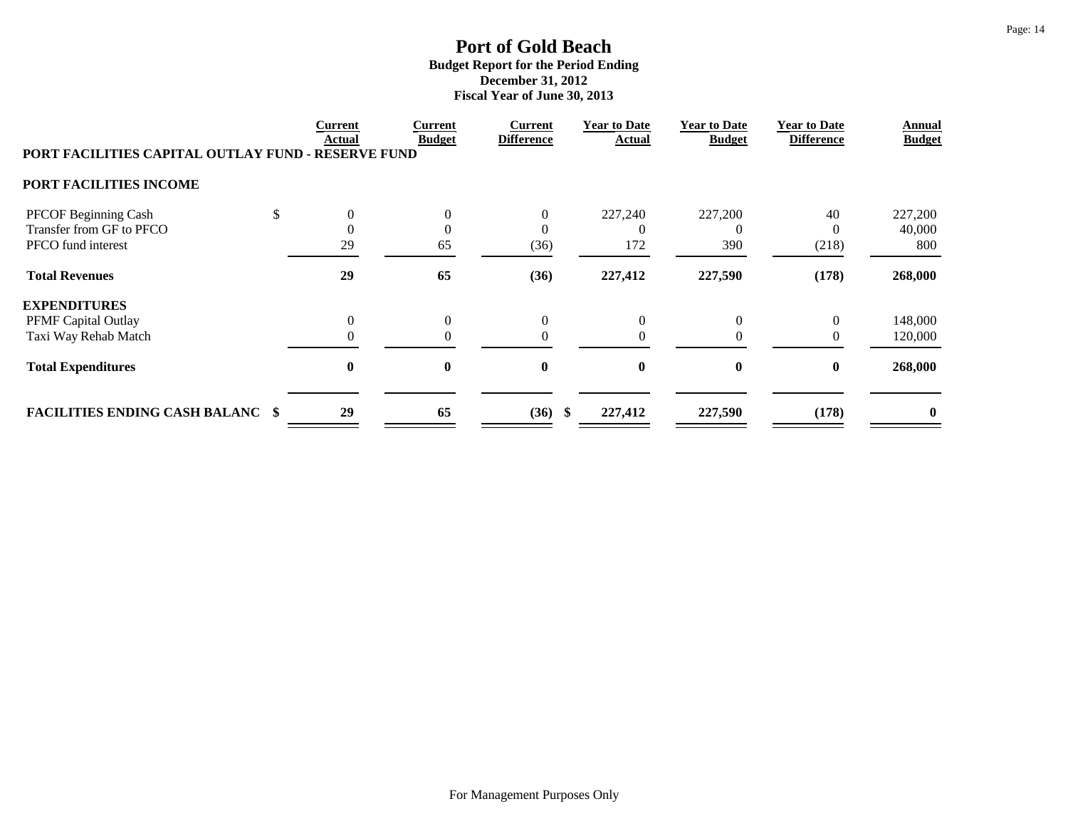# Port of Gold Beach

**Budget Report for the Period Ending**
**December 31, 2012**
**Fiscal Year of June 30, 2013**

| | Current Actual | Current Budget | Current Difference | Year to Date Actual | Year to Date Budget | Year to Date Difference | Annual Budget |
|---|---|---|---|---|---|---|---|
| **PORT FACILITIES CAPITAL OUTLAY FUND - RESERVE FUND** | | | | | | | |
| **PORT FACILITIES INCOME** | | | | | | | |
| PFCOF Beginning Cash | $ 0 | 0 | 0 | 227,240 | 227,200 | 40 | 227,200 |
| Transfer from GF to PFCO | 0 | 0 | 0 | 0 | 0 | 0 | 40,000 |
| PFCO fund interest | 29 | 65 | (36) | 172 | 390 | (218) | 800 |
| **Total Revenues** | **29** | **65** | **(36)** | **227,412** | **227,590** | **(178)** | **268,000** |
| **EXPENDITURES** | | | | | | | |
| PFMF Capital Outlay | 0 | 0 | 0 | 0 | 0 | 0 | 148,000 |
| Taxi Way Rehab Match | 0 | 0 | 0 | 0 | 0 | 0 | 120,000 |
| **Total Expenditures** | **0** | **0** | **0** | **0** | **0** | **0** | **268,000** |
| **FACILITIES ENDING CASH BALANC** | **$ 29** | **65** | **(36)** | **$ 227,412** | **227,590** | **(178)** | **0** |

For Management Purposes Only